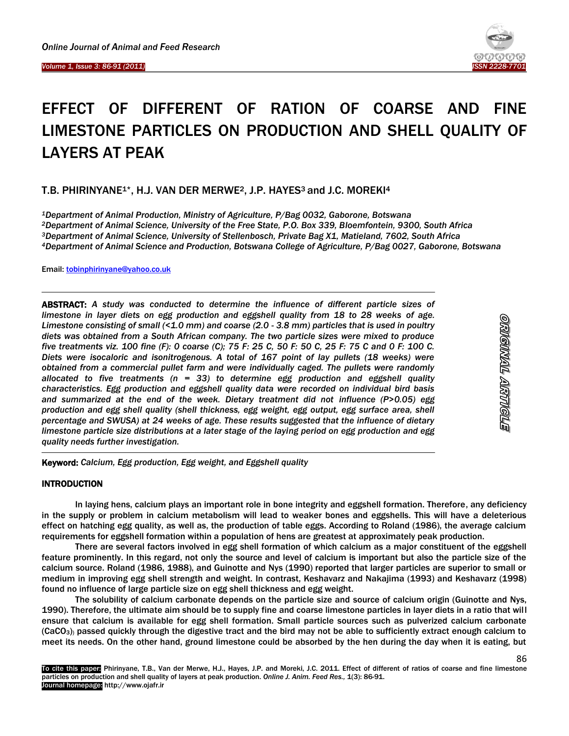# EFFECT OF DIFFERENT OF RATION OF COARSE AND FINE LIMESTONE PARTICLES ON PRODUCTION AND SHELL QUALITY OF LAYERS AT PEAK

**T.B. PHIRINYANE[1]\*, H.J. VAN DER MERWE[2], J.P. HAYES[3] and J.C. MOREKI[4]**

*[1]Department of Animal Production, Ministry of Agriculture, P/Bag 0032, Gaborone, Botswana*
*[2]Department of Animal Science, University of the Free State, P.O. Box 339, Bloemfontein, 9300, South Africa*
*[3]Department of Animal Science, University of Stellenbosch, Private Bag X1, Matieland, 7602, South Africa*
*[4]Department of Animal Science and Production, Botswana College of Agriculture, P/Bag 0027, Gaborone, Botswana*

Email: tobinphirinyane@yahoo.co.uk

**ORIGINAL ARTICLE**

**ABSTRACT:** *A study was conducted to determine the influence of different particle sizes of limestone in layer diets on egg production and eggshell quality from 18 to 28 weeks of age. Limestone consisting of small (<1.0 mm) and coarse (2.0 - 3.8 mm) particles that is used in poultry diets was obtained from a South African company. The two particle sizes were mixed to produce five treatments viz. 100 fine (F): 0 coarse (C); 75 F: 25 C, 50 F: 50 C, 25 F: 75 C and 0 F: 100 C. Diets were isocaloric and isonitrogenous. A total of 167 point of lay pullets (18 weeks) were obtained from a commercial pullet farm and were individually caged. The pullets were randomly allocated to five treatments (n = 33) to determine egg production and eggshell quality characteristics. Egg production and eggshell quality data were recorded on individual bird basis and summarized at the end of the week. Dietary treatment did not influence (P>0.05) egg production and egg shell quality (shell thickness, egg weight, egg output, egg surface area, shell percentage and SWUSA) at 24 weeks of age. These results suggested that the influence of dietary limestone particle size distributions at a later stage of the laying period on egg production and egg quality needs further investigation.*

**Keyword:** *Calcium, Egg production, Egg weight, and Eggshell quality*

## INTRODUCTION

In laying hens, calcium plays an important role in bone integrity and eggshell formation. Therefore, any deficiency in the supply or problem in calcium metabolism will lead to weaker bones and eggshells. This will have a deleterious effect on hatching egg quality, as well as, the production of table eggs. According to Roland (1986), the average calcium requirements for eggshell formation within a population of hens are greatest at approximately peak production.

There are several factors involved in egg shell formation of which calcium as a major constituent of the eggshell feature prominently. In this regard, not only the source and level of calcium is important but also the particle size of the calcium source. Roland (1986, 1988), and Guinotte and Nys (1990) reported that larger particles are superior to small or medium in improving egg shell strength and weight. In contrast, Keshavarz and Nakajima (1993) and Keshavarz (1998) found no influence of large particle size on egg shell thickness and egg weight.

The solubility of calcium carbonate depends on the particle size and source of calcium origin (Guinotte and Nys, 1990). Therefore, the ultimate aim should be to supply fine and coarse limestone particles in layer diets in a ratio that will ensure that calcium is available for egg shell formation. Small particle sources such as pulverized calcium carbonate ($CaCO_3$) passed quickly through the digestive tract and the bird may not be able to sufficiently extract enough calcium to meet its needs. On the other hand, ground limestone could be absorbed by the hen during the day when it is eating, but

To cite this paper: Phirinyane, T.B., Van der Merwe, H.J., Hayes, J.P. and Moreki, J.C. 2011. Effect of different of ratios of coarse and fine limestone particles on production and shell quality of layers at peak production. *Online J. Anim. Feed Res.,* 1(3): 86-91.
Journal homepage: http://www.ojafr.ir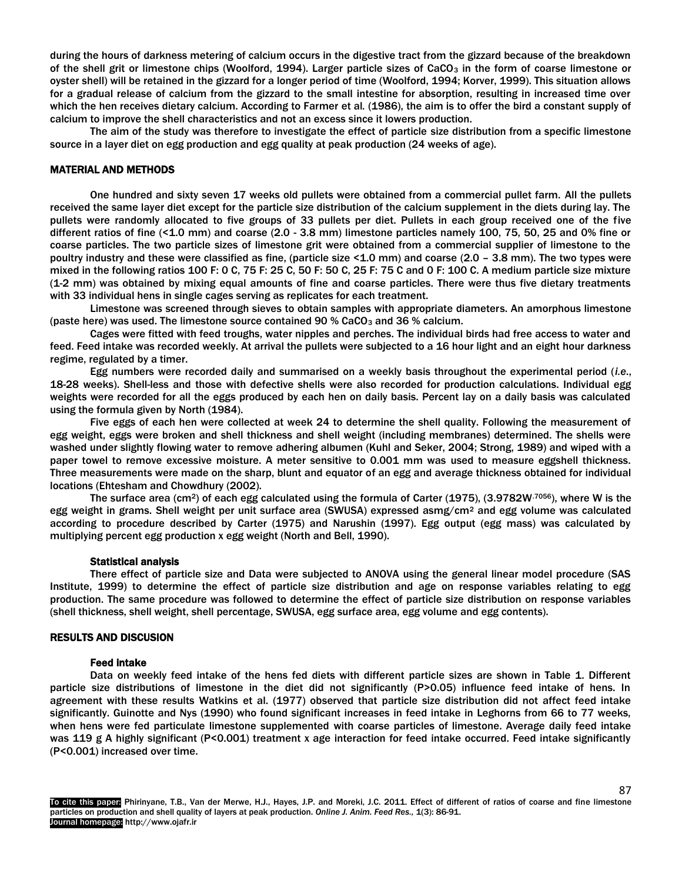during the hours of darkness metering of calcium occurs in the digestive tract from the gizzard because of the breakdown of the shell grit or limestone chips (Woolford, 1994). Larger particle sizes of $CaCO_3$ in the form of coarse limestone or oyster shell) will be retained in the gizzard for a longer period of time (Woolford, 1994; Korver, 1999). This situation allows for a gradual release of calcium from the gizzard to the small intestine for absorption, resulting in increased time over which the hen receives dietary calcium. According to Farmer et al. (1986), the aim is to offer the bird a constant supply of calcium to improve the shell characteristics and not an excess since it lowers production.

The aim of the study was therefore to investigate the effect of particle size distribution from a specific limestone source in a layer diet on egg production and egg quality at peak production (24 weeks of age).

## MATERIAL AND METHODS

One hundred and sixty seven 17 weeks old pullets were obtained from a commercial pullet farm. All the pullets received the same layer diet except for the particle size distribution of the calcium supplement in the diets during lay. The pullets were randomly allocated to five groups of 33 pullets per diet. Pullets in each group received one of the five different ratios of fine (<1.0 mm) and coarse (2.0 - 3.8 mm) limestone particles namely 100, 75, 50, 25 and 0% fine or coarse particles. The two particle sizes of limestone grit were obtained from a commercial supplier of limestone to the poultry industry and these were classified as fine, (particle size <1.0 mm) and coarse (2.0 – 3.8 mm). The two types were mixed in the following ratios 100 F: 0 C, 75 F: 25 C, 50 F: 50 C, 25 F: 75 C and 0 F: 100 C. A medium particle size mixture (1-2 mm) was obtained by mixing equal amounts of fine and coarse particles. There were thus five dietary treatments with 33 individual hens in single cages serving as replicates for each treatment.

Limestone was screened through sieves to obtain samples with appropriate diameters. An amorphous limestone (paste here) was used. The limestone source contained 90 % $CaCO_3$ and 36 % calcium.

Cages were fitted with feed troughs, water nipples and perches. The individual birds had free access to water and feed. Feed intake was recorded weekly. At arrival the pullets were subjected to a 16 hour light and an eight hour darkness regime, regulated by a timer.

Egg numbers were recorded daily and summarised on a weekly basis throughout the experimental period (*i.e.*, 18-28 weeks). Shell-less and those with defective shells were also recorded for production calculations. Individual egg weights were recorded for all the eggs produced by each hen on daily basis. Percent lay on a daily basis was calculated using the formula given by North (1984).

Five eggs of each hen were collected at week 24 to determine the shell quality. Following the measurement of egg weight, eggs were broken and shell thickness and shell weight (including membranes) determined. The shells were washed under slightly flowing water to remove adhering albumen (Kuhl and Seker, 2004; Strong, 1989) and wiped with a paper towel to remove excessive moisture. A meter sensitive to 0.001 mm was used to measure eggshell thickness. Three measurements were made on the sharp, blunt and equator of an egg and average thickness obtained for individual locations (Ehtesham and Chowdhury (2002).

The surface area ($cm^2$) of each egg calculated using the formula of Carter (1975), ($3.9782W^{.7056}$), where W is the egg weight in grams. Shell weight per unit surface area (SWUSA) expressed asmg/$cm^2$ and egg volume was calculated according to procedure described by Carter (1975) and Narushin (1997). Egg output (egg mass) was calculated by multiplying percent egg production x egg weight (North and Bell, 1990).

### Statistical analysis

There effect of particle size and Data were subjected to ANOVA using the general linear model procedure (SAS Institute, 1999) to determine the effect of particle size distribution and age on response variables relating to egg production. The same procedure was followed to determine the effect of particle size distribution on response variables (shell thickness, shell weight, shell percentage, SWUSA, egg surface area, egg volume and egg contents).

## RESULTS AND DISCUSION

### Feed intake

Data on weekly feed intake of the hens fed diets with different particle sizes are shown in Table 1. Different particle size distributions of limestone in the diet did not significantly ($P>0.05$) influence feed intake of hens. In agreement with these results Watkins et al. (1977) observed that particle size distribution did not affect feed intake significantly. Guinotte and Nys (1990) who found significant increases in feed intake in Leghorns from 66 to 77 weeks, when hens were fed particulate limestone supplemented with coarse particles of limestone. Average daily feed intake was 119 g A highly significant ($P<0.001$) treatment x age interaction for feed intake occurred. Feed intake significantly ($P<0.001$) increased over time.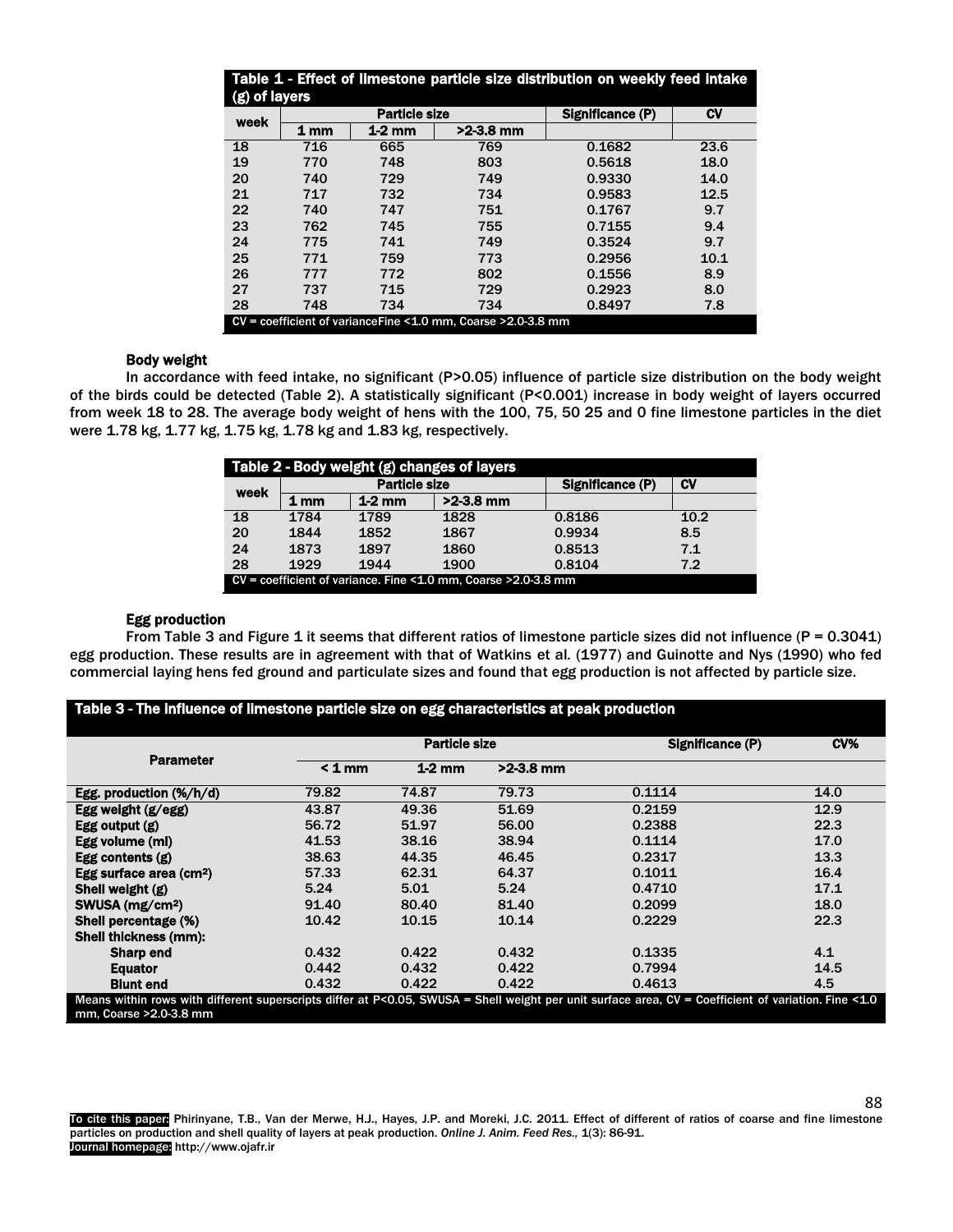**Table 1 - Effect of limestone particle size distribution on weekly feed intake (g) of layers**

| week | Particle size | | | Significance (P) | CV |
|---|---|---|---|---|---|
| | 1 mm | 1-2 mm | >2-3.8 mm | | |
| 18 | 716 | 665 | 769 | 0.1682 | 23.6 |
| 19 | 770 | 748 | 803 | 0.5618 | 18.0 |
| 20 | 740 | 729 | 749 | 0.9330 | 14.0 |
| 21 | 717 | 732 | 734 | 0.9583 | 12.5 |
| 22 | 740 | 747 | 751 | 0.1767 | 9.7 |
| 23 | 762 | 745 | 755 | 0.7155 | 9.4 |
| 24 | 775 | 741 | 749 | 0.3524 | 9.7 |
| 25 | 771 | 759 | 773 | 0.2956 | 10.1 |
| 26 | 777 | 772 | 802 | 0.1556 | 8.9 |
| 27 | 737 | 715 | 729 | 0.2923 | 8.0 |
| 28 | 748 | 734 | 734 | 0.8497 | 7.8 |

CV = coefficient of varianceFine <1.0 mm, Coarse >2.0-3.8 mm

### Body weight

In accordance with feed intake, no significant (P>0.05) influence of particle size distribution on the body weight of the birds could be detected (Table 2). A statistically significant (P<0.001) increase in body weight of layers occurred from week 18 to 28. The average body weight of hens with the 100, 75, 50 25 and 0 fine limestone particles in the diet were 1.78 kg, 1.77 kg, 1.75 kg, 1.78 kg and 1.83 kg, respectively.

**Table 2 - Body weight (g) changes of layers**

| week | Particle size | | | Significance (P) | CV |
|---|---|---|---|---|---|
| | 1 mm | 1-2 mm | >2-3.8 mm | | |
| 18 | 1784 | 1789 | 1828 | 0.8186 | 10.2 |
| 20 | 1844 | 1852 | 1867 | 0.9934 | 8.5 |
| 24 | 1873 | 1897 | 1860 | 0.8513 | 7.1 |
| 28 | 1929 | 1944 | 1900 | 0.8104 | 7.2 |

CV = coefficient of variance. Fine <1.0 mm, Coarse >2.0-3.8 mm

### Egg production

From Table 3 and Figure 1 it seems that different ratios of limestone particle sizes did not influence (P = 0.3041) egg production. These results are in agreement with that of Watkins et al. (1977) and Guinotte and Nys (1990) who fed commercial laying hens fed ground and particulate sizes and found that egg production is not affected by particle size.

**Table 3 - The influence of limestone particle size on egg characteristics at peak production**

| Parameter | Particle size | | | Significance (P) | CV% |
|---|---|---|---|---|---|
| | < 1 mm | 1-2 mm | >2-3.8 mm | | |
| Egg. production (%/h/d) | 79.82 | 74.87 | 79.73 | 0.1114 | 14.0 |
| Egg weight (g/egg) | 43.87 | 49.36 | 51.69 | 0.2159 | 12.9 |
| Egg output (g) | 56.72 | 51.97 | 56.00 | 0.2388 | 22.3 |
| Egg volume (ml) | 41.53 | 38.16 | 38.94 | 0.1114 | 17.0 |
| Egg contents (g) | 38.63 | 44.35 | 46.45 | 0.2317 | 13.3 |
| Egg surface area (cm²) | 57.33 | 62.31 | 64.37 | 0.1011 | 16.4 |
| Shell weight (g) | 5.24 | 5.01 | 5.24 | 0.4710 | 17.1 |
| SWUSA (mg/cm²) | 91.40 | 80.40 | 81.40 | 0.2099 | 18.0 |
| Shell percentage (%) | 10.42 | 10.15 | 10.14 | 0.2229 | 22.3 |
| Shell thickness (mm): | | | | | |
| Sharp end | 0.432 | 0.422 | 0.432 | 0.1335 | 4.1 |
| Equator | 0.442 | 0.432 | 0.422 | 0.7994 | 14.5 |
| Blunt end | 0.432 | 0.422 | 0.422 | 0.4613 | 4.5 |

Means within rows with different superscripts differ at P<0.05, SWUSA = Shell weight per unit surface area, CV = Coefficient of variation. Fine <1.0 mm, Coarse >2.0-3.8 mm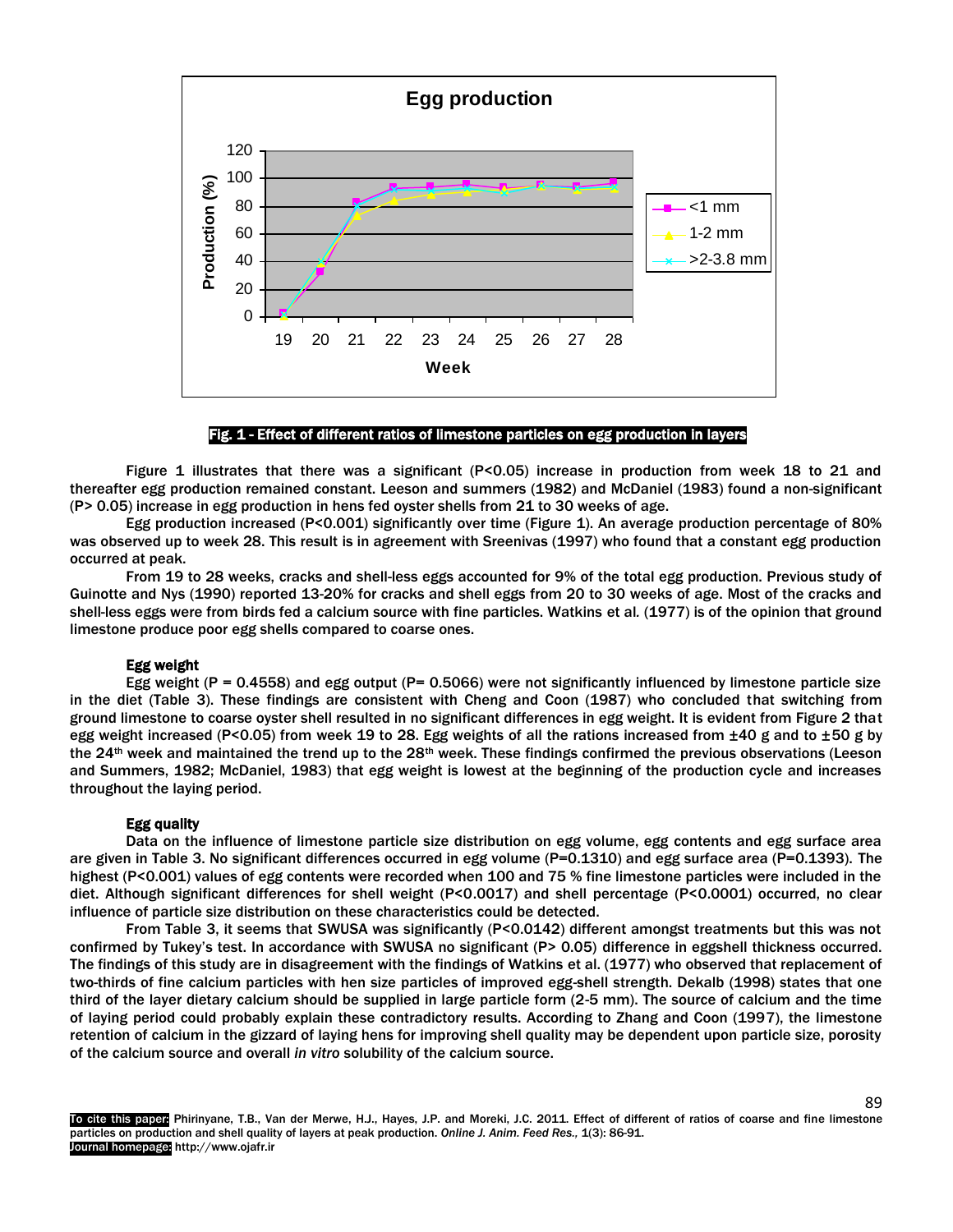Fig. 1 - Effect of different ratios of limestone particles on egg production in layers

Figure 1 illustrates that there was a significant (P<0.05) increase in production from week 18 to 21 and thereafter egg production remained constant. Leeson and summers (1982) and McDaniel (1983) found a non-significant (P> 0.05) increase in egg production in hens fed oyster shells from 21 to 30 weeks of age.

Egg production increased (P<0.001) significantly over time (Figure 1). An average production percentage of 80% was observed up to week 28. This result is in agreement with Sreenivas (1997) who found that a constant egg production occurred at peak.

From 19 to 28 weeks, cracks and shell-less eggs accounted for 9% of the total egg production. Previous study of Guinotte and Nys (1990) reported 13-20% for cracks and shell eggs from 20 to 30 weeks of age. Most of the cracks and shell-less eggs were from birds fed a calcium source with fine particles. Watkins et al. (1977) is of the opinion that ground limestone produce poor egg shells compared to coarse ones.

### Egg weight

Egg weight (P = 0.4558) and egg output (P= 0.5066) were not significantly influenced by limestone particle size in the diet (Table 3). These findings are consistent with Cheng and Coon (1987) who concluded that switching from ground limestone to coarse oyster shell resulted in no significant differences in egg weight. It is evident from Figure 2 that egg weight increased (P<0.05) from week 19 to 28. Egg weights of all the rations increased from ±40 g and to ±50 g by the 24th week and maintained the trend up to the 28th week. These findings confirmed the previous observations (Leeson and Summers, 1982; McDaniel, 1983) that egg weight is lowest at the beginning of the production cycle and increases throughout the laying period.

### Egg quality

Data on the influence of limestone particle size distribution on egg volume, egg contents and egg surface area are given in Table 3. No significant differences occurred in egg volume (P=0.1310) and egg surface area (P=0.1393). The highest (P<0.001) values of egg contents were recorded when 100 and 75 % fine limestone particles were included in the diet. Although significant differences for shell weight (P<0.0017) and shell percentage (P<0.0001) occurred, no clear influence of particle size distribution on these characteristics could be detected.

From Table 3, it seems that SWUSA was significantly (P<0.0142) different amongst treatments but this was not confirmed by Tukey's test. In accordance with SWUSA no significant (P> 0.05) difference in eggshell thickness occurred. The findings of this study are in disagreement with the findings of Watkins et al. (1977) who observed that replacement of two-thirds of fine calcium particles with hen size particles of improved egg-shell strength. Dekalb (1998) states that one third of the layer dietary calcium should be supplied in large particle form (2-5 mm). The source of calcium and the time of laying period could probably explain these contradictory results. According to Zhang and Coon (1997), the limestone retention of calcium in the gizzard of laying hens for improving shell quality may be dependent upon particle size, porosity of the calcium source and overall *in vitro* solubility of the calcium source.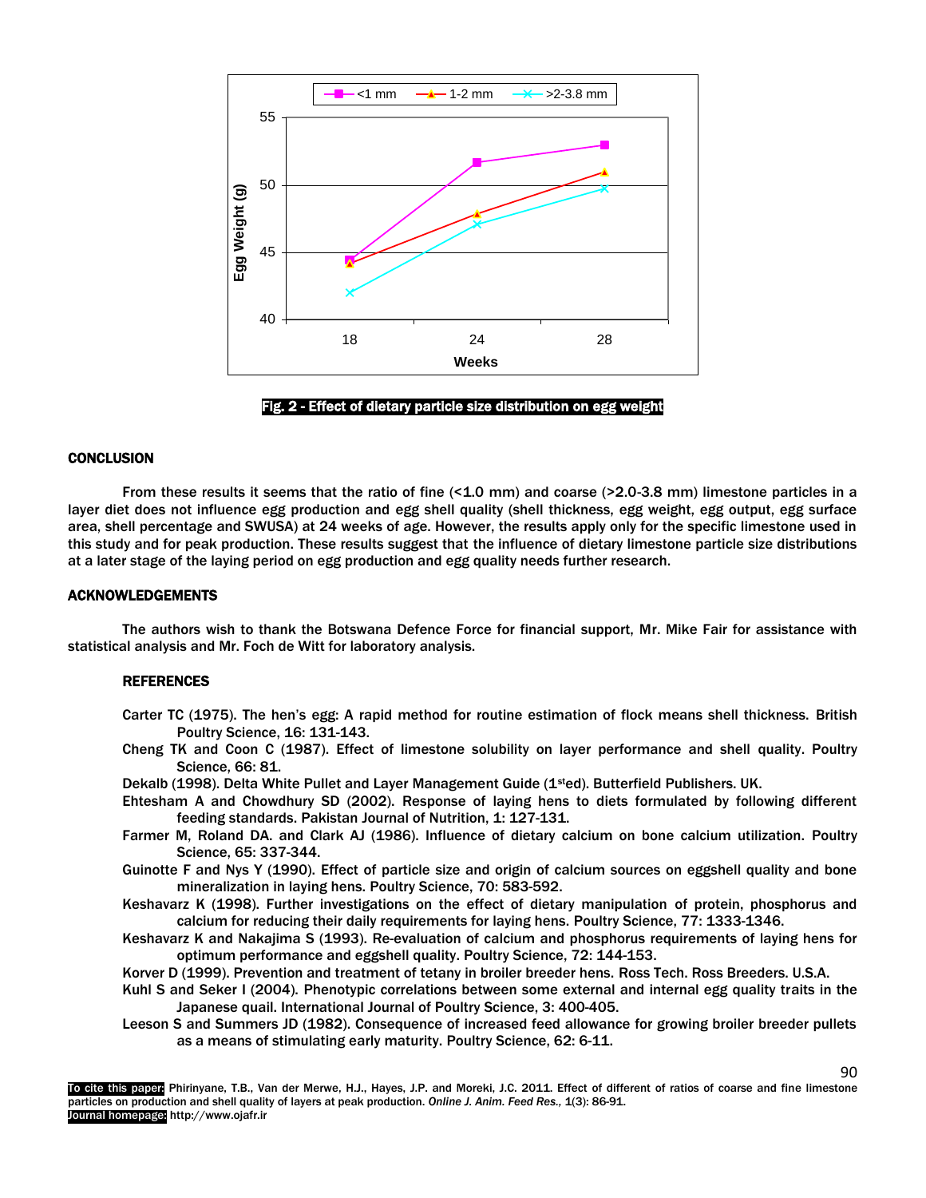Fig. 2 - Effect of dietary particle size distribution on egg weight

## CONCLUSION

From these results it seems that the ratio of fine (<1.0 mm) and coarse (>2.0-3.8 mm) limestone particles in a layer diet does not influence egg production and egg shell quality (shell thickness, egg weight, egg output, egg surface area, shell percentage and SWUSA) at 24 weeks of age. However, the results apply only for the specific limestone used in this study and for peak production. These results suggest that the influence of dietary limestone particle size distributions at a later stage of the laying period on egg production and egg quality needs further research.

## ACKNOWLEDGEMENTS

The authors wish to thank the Botswana Defence Force for financial support, Mr. Mike Fair for assistance with statistical analysis and Mr. Foch de Witt for laboratory analysis.

## REFERENCES

Carter TC (1975). The hen's egg: A rapid method for routine estimation of flock means shell thickness. British Poultry Science, 16: 131-143.

Cheng TK and Coon C (1987). Effect of limestone solubility on layer performance and shell quality. Poultry Science, 66: 81.

Dekalb (1998). Delta White Pullet and Layer Management Guide (1sted). Butterfield Publishers. UK.

Ehtesham A and Chowdhury SD (2002). Response of laying hens to diets formulated by following different feeding standards. Pakistan Journal of Nutrition, 1: 127-131.

Farmer M, Roland DA. and Clark AJ (1986). Influence of dietary calcium on bone calcium utilization. Poultry Science, 65: 337-344.

Guinotte F and Nys Y (1990). Effect of particle size and origin of calcium sources on eggshell quality and bone mineralization in laying hens. Poultry Science, 70: 583-592.

Keshavarz K (1998). Further investigations on the effect of dietary manipulation of protein, phosphorus and calcium for reducing their daily requirements for laying hens. Poultry Science, 77: 1333-1346.

Keshavarz K and Nakajima S (1993). Re-evaluation of calcium and phosphorus requirements of laying hens for optimum performance and eggshell quality. Poultry Science, 72: 144-153.

Korver D (1999). Prevention and treatment of tetany in broiler breeder hens. Ross Tech. Ross Breeders. U.S.A.

Kuhl S and Seker I (2004). Phenotypic correlations between some external and internal egg quality traits in the Japanese quail. International Journal of Poultry Science, 3: 400-405.

Leeson S and Summers JD (1982). Consequence of increased feed allowance for growing broiler breeder pullets as a means of stimulating early maturity. Poultry Science, 62: 6-11.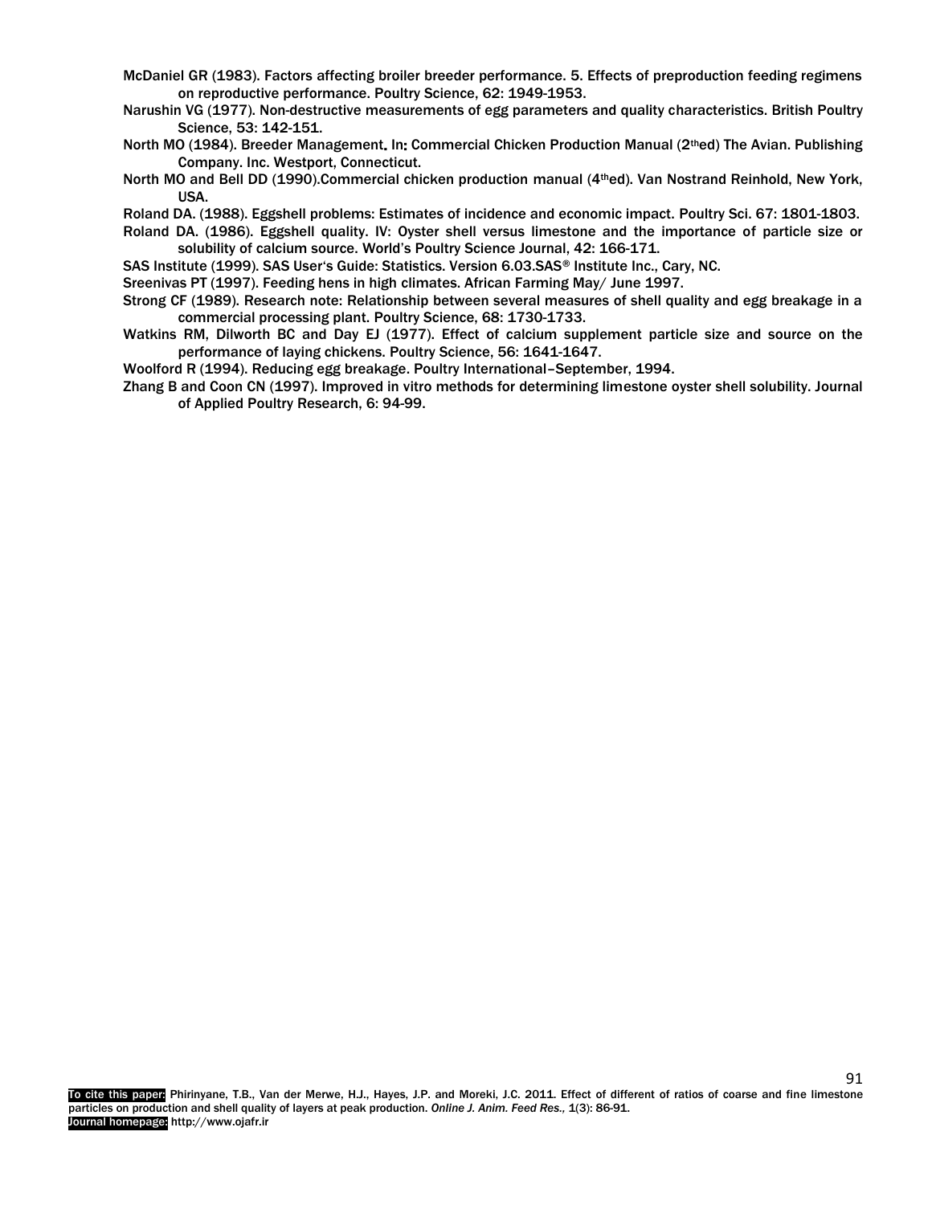McDaniel GR (1983). Factors affecting broiler breeder performance. 5. Effects of preproduction feeding regimens on reproductive performance. Poultry Science, 62: 1949-1953.

Narushin VG (1977). Non-destructive measurements of egg parameters and quality characteristics. British Poultry Science, 53: 142-151.

North MO (1984). Breeder Management. In: Commercial Chicken Production Manual (2thed) The Avian. Publishing Company. Inc. Westport, Connecticut.

North MO and Bell DD (1990).Commercial chicken production manual (4thed). Van Nostrand Reinhold, New York, USA.

Roland DA. (1988). Eggshell problems: Estimates of incidence and economic impact. Poultry Sci. 67: 1801-1803.

Roland DA. (1986). Eggshell quality. IV: Oyster shell versus limestone and the importance of particle size or solubility of calcium source. World's Poultry Science Journal, 42: 166-171.

SAS Institute (1999). SAS User's Guide: Statistics. Version 6.03.SAS® Institute Inc., Cary, NC.

Sreenivas PT (1997). Feeding hens in high climates. African Farming May/ June 1997.

Strong CF (1989). Research note: Relationship between several measures of shell quality and egg breakage in a commercial processing plant. Poultry Science, 68: 1730-1733.

Watkins RM, Dilworth BC and Day EJ (1977). Effect of calcium supplement particle size and source on the performance of laying chickens. Poultry Science, 56: 1641-1647.

Woolford R (1994). Reducing egg breakage. Poultry International–September, 1994.

Zhang B and Coon CN (1997). Improved in vitro methods for determining limestone oyster shell solubility. Journal of Applied Poultry Research, 6: 94-99.